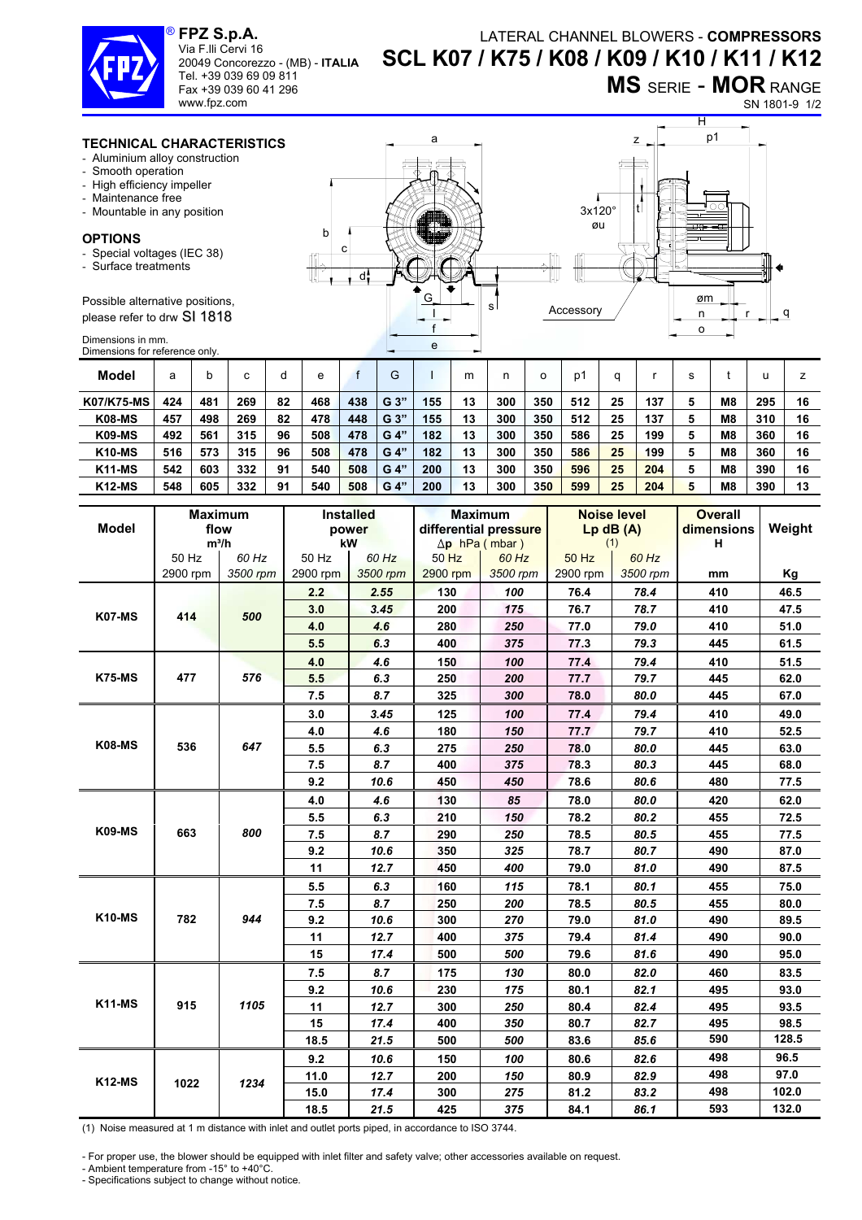® **FPZ S.p.A.**
Via F.lli Cervi 16
20049 Concorezzo - (MB) - **ITALIA**
Tel. +39 039 69 09 811
Fax +39 039 60 41 296
www.fpz.com

# LATERAL CHANNEL BLOWERS - COMPRESSORS
# SCL K07 / K75 / K08 / K09 / K10 / K11 / K12
## MS SERIE - MOR RANGE

SN 1801-9

### TECHNICAL CHARACTERISTICS

- Aluminium alloy construction
- Smooth operation
- High efficiency impeller
- Maintenance free
- Mountable in any position

### OPTIONS

- Special voltages (IEC 38)
- Surface treatments

Possible alternative positions, please refer to drw SI 1818

Dimensions in mm.
Dimensions for reference only.

3x120° øu

Accessory

| Model | a | b | c | d | e | f | G | l | m | n | o | p1 | q | r | s | t | u | z |
|---|---|---|---|---|---|---|---|---|---|---|---|---|---|---|---|---|---|---|
| K07/K75-MS | 424 | 481 | 269 | 82 | 468 | 438 | G 3” | 155 | 13 | 300 | 350 | 512 | 25 | 137 | 5 | M8 | 295 | 16 |
| K08-MS | 457 | 498 | 269 | 82 | 478 | 448 | G 3” | 155 | 13 | 300 | 350 | 512 | 25 | 137 | 5 | M8 | 310 | 16 |
| K09-MS | 492 | 561 | 315 | 96 | 508 | 478 | G 4” | 182 | 13 | 300 | 350 | 586 | 25 | 199 | 5 | M8 | 360 | 16 |
| K10-MS | 516 | 573 | 315 | 96 | 508 | 478 | G 4” | 182 | 13 | 300 | 350 | 586 | 25 | 199 | 5 | M8 | 360 | 16 |
| K11-MS | 542 | 603 | 332 | 91 | 540 | 508 | G 4” | 200 | 13 | 300 | 350 | 596 | 25 | 204 | 5 | M8 | 390 | 16 |
| K12-MS | 548 | 605 | 332 | 91 | 540 | 508 | G 4” | 200 | 13 | 300 | 350 | 599 | 25 | 204 | 5 | M8 | 390 | 13 |

| Model | Maximum flow m³/h | | Installed power kW | | Maximum differential pressure Δp hPa ( mbar ) | | Noise level Lp dB (A) (1) | | Overall dimensions H | Weight |
|---|---|---|---|---|---|---|---|---|---|---|
| | 50 Hz 2900 rpm | *60 Hz 3500 rpm* | 50 Hz 2900 rpm | *60 Hz 3500 rpm* | 50 Hz 2900 rpm | *60 Hz 3500 rpm* | 50 Hz 2900 rpm | *60 Hz 3500 rpm* | mm | Kg |
| K07-MS | 414 | *500* | 2.2 | *2.55* | 130 | *100* | 76.4 | *78.4* | 410 | 46.5 |
| | | | 3.0 | *3.45* | 200 | *175* | 76.7 | *78.7* | 410 | 47.5 |
| | | | 4.0 | *4.6* | 280 | *250* | 77.0 | *79.0* | 410 | 51.0 |
| | | | 5.5 | *6.3* | 400 | *375* | 77.3 | *79.3* | 445 | 61.5 |
| K75-MS | 477 | *576* | 4.0 | *4.6* | 150 | *100* | 77.4 | *79.4* | 410 | 51.5 |
| | | | 5.5 | *6.3* | 250 | *200* | 77.7 | *79.7* | 445 | 62.0 |
| | | | 7.5 | *8.7* | 325 | *300* | 78.0 | *80.0* | 445 | 67.0 |
| K08-MS | 536 | *647* | 3.0 | *3.45* | 125 | *100* | 77.4 | *79.4* | 410 | 49.0 |
| | | | 4.0 | *4.6* | 180 | *150* | 77.7 | *79.7* | 410 | 52.5 |
| | | | 5.5 | *6.3* | 275 | *250* | 78.0 | *80.0* | 445 | 63.0 |
| | | | 7.5 | *8.7* | 400 | *375* | 78.3 | *80.3* | 445 | 68.0 |
| | | | 9.2 | *10.6* | 450 | *450* | 78.6 | *80.6* | 480 | 77.5 |
| K09-MS | 663 | *800* | 4.0 | *4.6* | 130 | *85* | 78.0 | *80.0* | 420 | 62.0 |
| | | | 5.5 | *6.3* | 210 | *150* | 78.2 | *80.2* | 455 | 72.5 |
| | | | 7.5 | *8.7* | 290 | *250* | 78.5 | *80.5* | 455 | 77.5 |
| | | | 9.2 | *10.6* | 350 | *325* | 78.7 | *80.7* | 490 | 87.0 |
| | | | 11 | *12.7* | 450 | *400* | 79.0 | *81.0* | 490 | 87.5 |
| K10-MS | 782 | *944* | 5.5 | *6.3* | 160 | *115* | 78.1 | *80.1* | 455 | 75.0 |
| | | | 7.5 | *8.7* | 250 | *200* | 78.5 | *80.5* | 455 | 80.0 |
| | | | 9.2 | *10.6* | 300 | *270* | 79.0 | *81.0* | 490 | 89.5 |
| | | | 11 | *12.7* | 400 | *375* | 79.4 | *81.4* | 490 | 90.0 |
| | | | 15 | *17.4* | 500 | *500* | 79.6 | *81.6* | 490 | 95.0 |
| K11-MS | 915 | *1105* | 7.5 | *8.7* | 175 | *130* | 80.0 | *82.0* | 460 | 83.5 |
| | | | 9.2 | *10.6* | 230 | *175* | 80.1 | *82.1* | 495 | 93.0 |
| | | | 11 | *12.7* | 300 | *250* | 80.4 | *82.4* | 495 | 93.5 |
| | | | 15 | *17.4* | 400 | *350* | 80.7 | *82.7* | 495 | 98.5 |
| | | | 18.5 | *21.5* | 500 | *500* | 83.6 | *85.6* | 590 | 128.5 |
| K12-MS | 1022 | *1234* | 9.2 | *10.6* | 150 | *100* | 80.6 | *82.6* | 498 | 96.5 |
| | | | 11.0 | *12.7* | 200 | *150* | 80.9 | *82.9* | 498 | 97.0 |
| | | | 15.0 | *17.4* | 300 | *275* | 81.2 | *83.2* | 498 | 102.0 |
| | | | 18.5 | *21.5* | 425 | *375* | 84.1 | *86.1* | 593 | 132.0 |

(1) Noise measured at 1 m distance with inlet and outlet ports piped, in accordance to ISO 3744.

- For proper use, the blower should be equipped with inlet filter and safety valve; other accessories available on request.
- Ambient temperature from -15° to +40°C.
- Specifications subject to change without notice.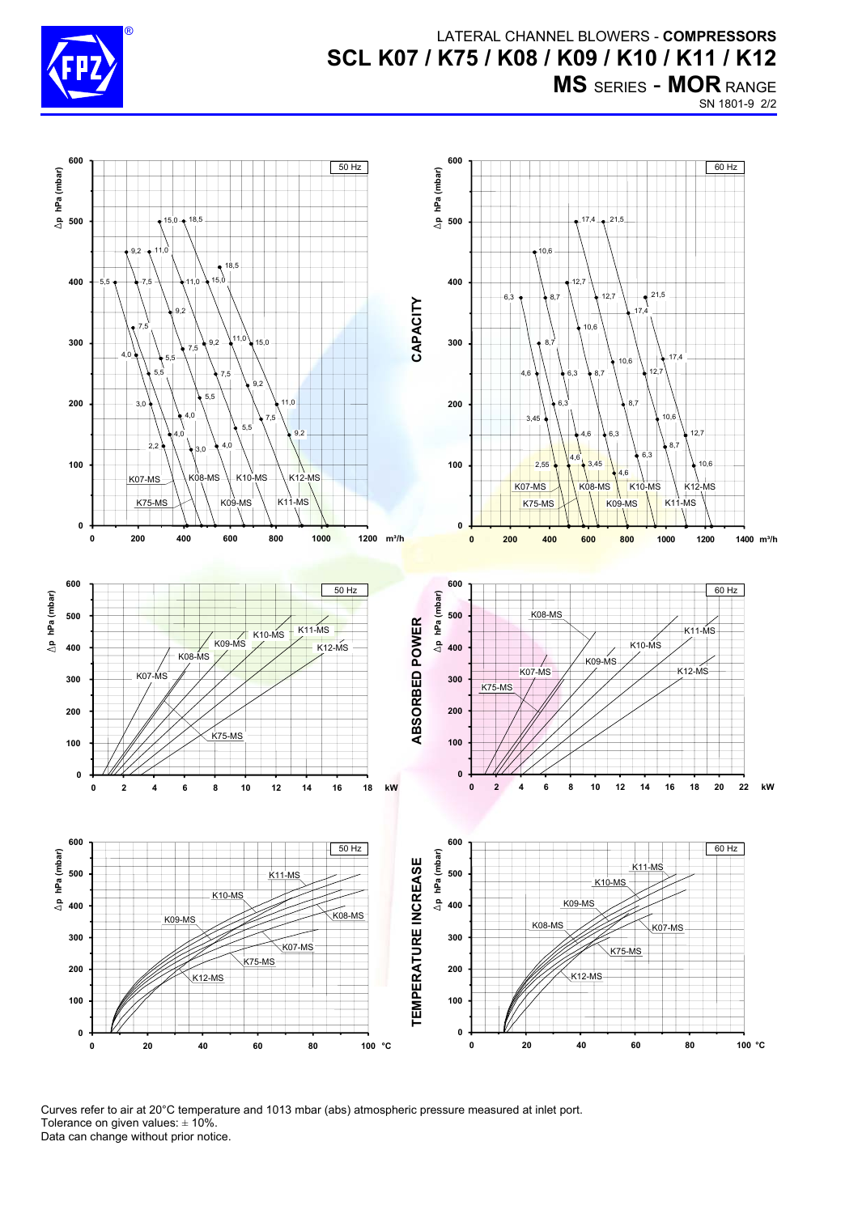# LATERAL CHANNEL BLOWERS - COMPRESSORS

# SCL K07 / K75 / K08 / K09 / K10 / K11 / K12

## MS SERIES - MOR RANGE

SN 1801-9 2/2

CAPACITY

50 Hz

Δp hPa (mbar)

600, 500, 400, 300, 200, 100, 0

0, 200, 400, 600, 800, 1000, 1200 m³/h

K07-MS, K75-MS, K08-MS, K09-MS, K10-MS, K11-MS, K12-MS

5,5 · 4,0 · 3,0 · 2,2 · 7,5 · 9,2 · 11,0 · 15,0 · 18,5 · 5,5 · 4,0 · 3,0 · 7,5 · 9,2 · 11,0 · 15,0 · 18,5 · 7,5 · 5,5 · 4,0 · 9,2 · 5,5 · 11,0 · 7,5 · 9,2 · 15,0 · 11,0

60 Hz

Δp hPa (mbar)

600, 500, 400, 300, 200, 100, 0

0, 200, 400, 600, 800, 1000, 1200, 1400 m³/h

K07-MS, K75-MS, K08-MS, K09-MS, K10-MS, K11-MS, K12-MS

6,3 · 4,6 · 3,45 · 2,55 · 10,6 · 8,7 · 6,3 · 4,6 · 3,45 · 8,7 · 6,3 · 4,6 · 12,7 · 10,6 · 8,7 · 6,3 · 17,4 · 12,7 · 10,6 · 8,7 · 6,3 · 21,5 · 17,4 · 12,7 · 10,6 · 21,5 · 17,4 · 12,7 · 10,6 · 8,7

ABSORBED POWER

50 Hz

Δp hPa (mbar)

600, 500, 400, 300, 200, 100, 0

0, 2, 4, 6, 8, 10, 12, 14, 16, 18 kW

K07-MS, K75-MS, K08-MS, K09-MS, K10-MS, K11-MS, K12-MS

60 Hz

Δp hPa (mbar)

600, 500, 400, 300, 200, 100, 0

0, 2, 4, 6, 8, 10, 12, 14, 16, 18, 20, 22 kW

K07-MS, K75-MS, K08-MS, K09-MS, K10-MS, K11-MS, K12-MS

TEMPERATURE INCREASE

50 Hz

Δp hPa (mbar)

600, 500, 400, 300, 200, 100, 0

0, 20, 40, 60, 80, 100 °C

K07-MS, K75-MS, K08-MS, K09-MS, K10-MS, K11-MS, K12-MS

60 Hz

Δp hPa (mbar)

600, 500, 400, 300, 200, 100, 0

0, 20, 40, 60, 80, 100 °C

K07-MS, K75-MS, K08-MS, K09-MS, K10-MS, K11-MS, K12-MS

Curves refer to air at 20°C temperature and 1013 mbar (abs) atmospheric pressure measured at inlet port.
Tolerance on given values: ± 10%.
Data can change without prior notice.